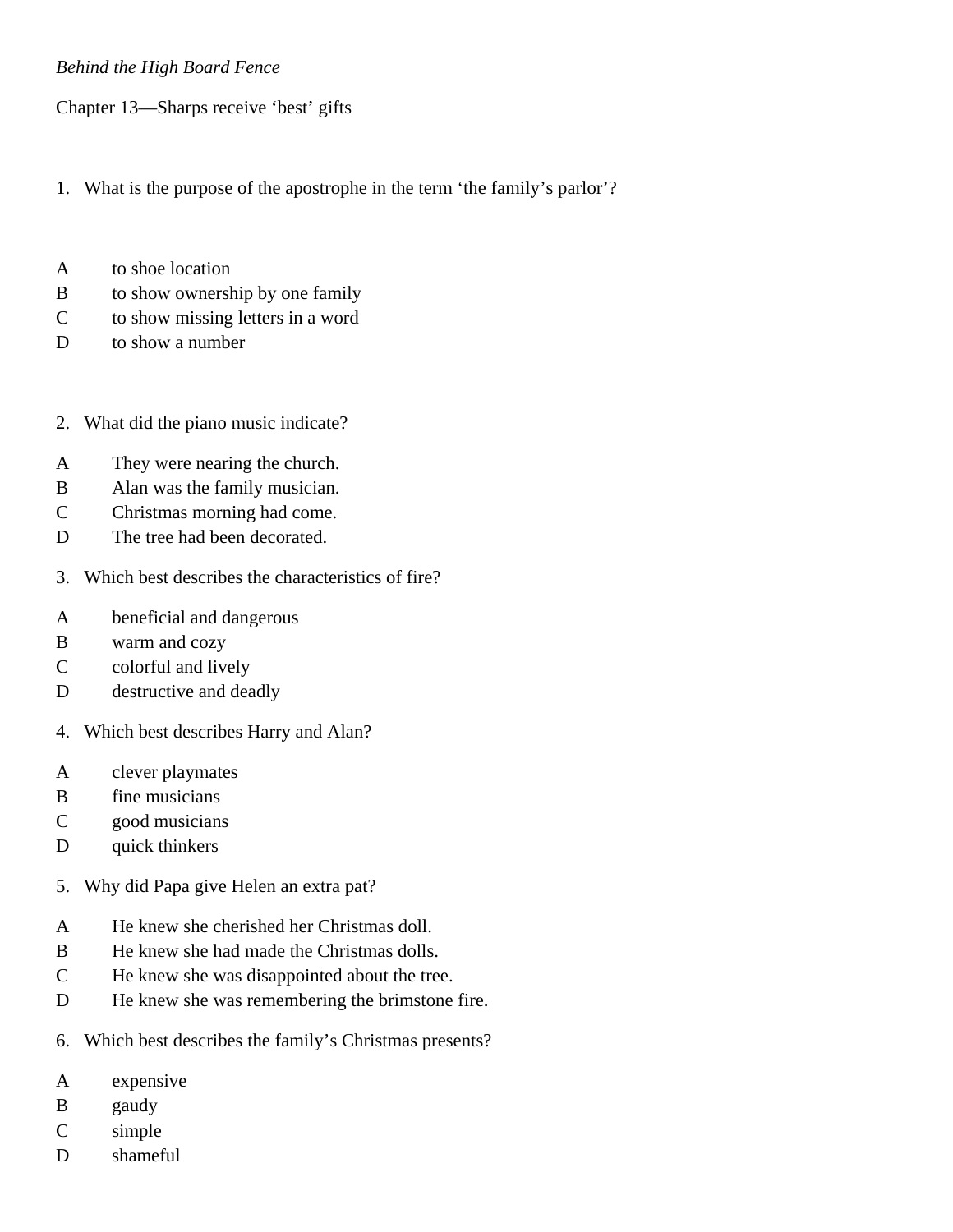*Behind the High Board Fence*

Chapter 13—Sharps receive ‘best’ gifts

1. What is the purpose of the apostrophe in the term ‘the family’s parlor’?

A to shoe location
B to show ownership by one family
C to show missing letters in a word
D to show a number

2. What did the piano music indicate?

A They were nearing the church.
B Alan was the family musician.
C Christmas morning had come.
D The tree had been decorated.

3. Which best describes the characteristics of fire?

A beneficial and dangerous
B warm and cozy
C colorful and lively
D destructive and deadly

4. Which best describes Harry and Alan?

A clever playmates
B fine musicians
C good musicians
D quick thinkers

5. Why did Papa give Helen an extra pat?

A He knew she cherished her Christmas doll.
B He knew she had made the Christmas dolls.
C He knew she was disappointed about the tree.
D He knew she was remembering the brimstone fire.

6. Which best describes the family’s Christmas presents?

A expensive
B gaudy
C simple
D shameful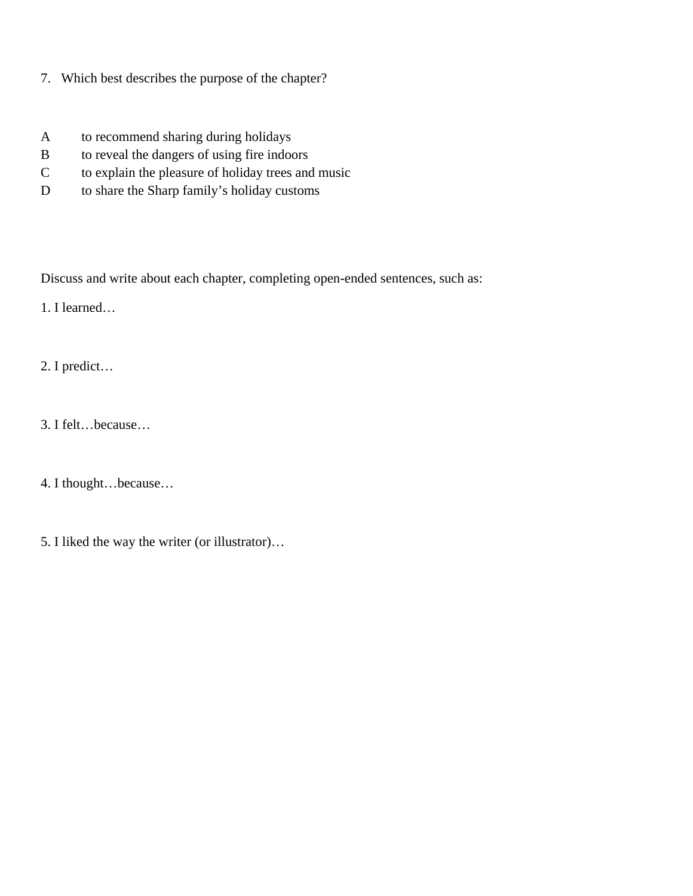7. Which best describes the purpose of the chapter?

A to recommend sharing during holidays
B to reveal the dangers of using fire indoors
C to explain the pleasure of holiday trees and music
D to share the Sharp family's holiday customs

Discuss and write about each chapter, completing open-ended sentences, such as:

1. I learned…

2. I predict…

3. I felt…because…

4. I thought…because…

5. I liked the way the writer (or illustrator)…